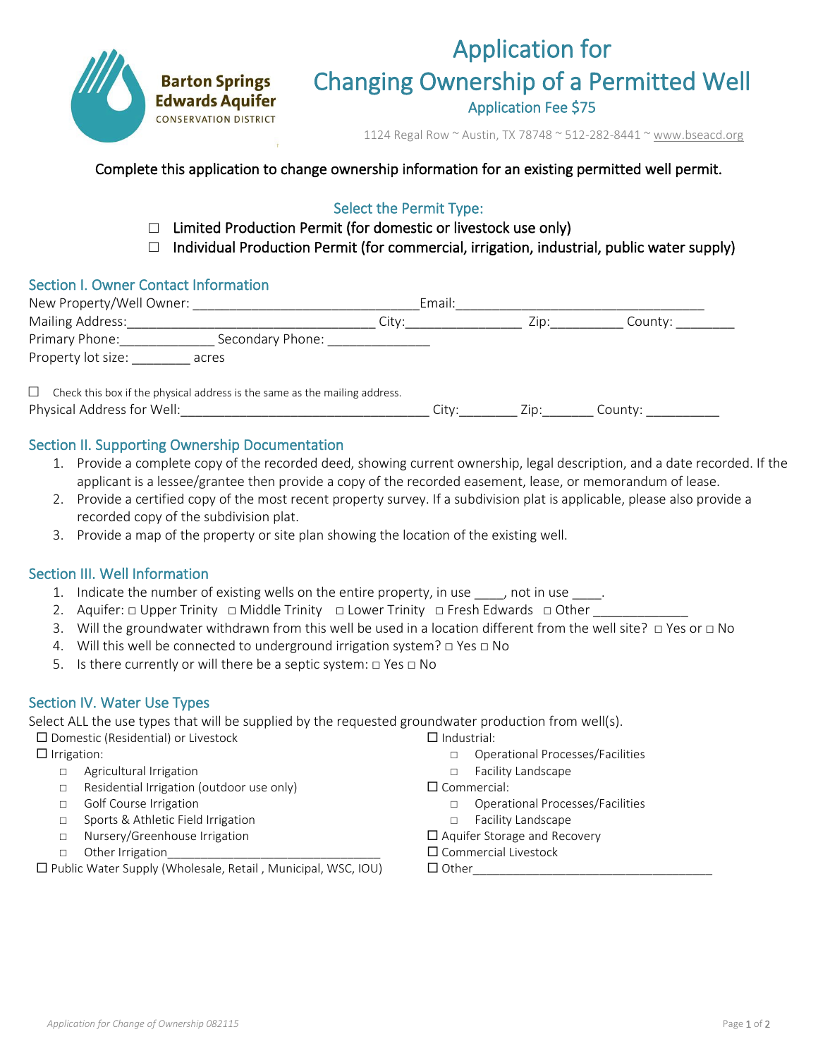Barton Springs Edwards Aquifer CONSERVATION DISTRICT

# Application for Changing Ownership of a Permitted Well

Application Fee $75

1124 Regal Row ~ Austin, TX 78748 ~ 512-282-8441 ~ www.bseacd.org

Complete this application to change ownership information for an existing permitted well permit.

### Select the Permit Type:

- ☐ Limited Production Permit (for domestic or livestock use only)
- ☐ Individual Production Permit (for commercial, irrigation, industrial, public water supply)

## Section I. Owner Contact Information

New Property/Well Owner: ______________________________ Email: _________________________________

Mailing Address: _________________________________ City: _______________ Zip: _________ County: ________

Primary Phone: ____________ Secondary Phone: _____________

Property lot size: ________ acres

☐ Check this box if the physical address is the same as the mailing address.

Physical Address for Well: _________________________________ City: ________ Zip: _______ County: __________

## Section II. Supporting Ownership Documentation

1. Provide a complete copy of the recorded deed, showing current ownership, legal description, and a date recorded. If the applicant is a lessee/grantee then provide a copy of the recorded easement, lease, or memorandum of lease.
2. Provide a certified copy of the most recent property survey. If a subdivision plat is applicable, please also provide a recorded copy of the subdivision plat.
3. Provide a map of the property or site plan showing the location of the existing well.

## Section III. Well Information

1. Indicate the number of existing wells on the entire property, in use ____, not in use ____.
2. Aquifer: □ Upper Trinity □ Middle Trinity □ Lower Trinity □ Fresh Edwards □ Other ____________
3. Will the groundwater withdrawn from this well be used in a location different from the well site? □ Yes or □ No
4. Will this well be connected to underground irrigation system? □ Yes □ No
5. Is there currently or will there be a septic system: □ Yes □ No

## Section IV. Water Use Types

Select ALL the use types that will be supplied by the requested groundwater production from well(s).

- ☐ Domestic (Residential) or Livestock
- ☐ Irrigation:
  - □ Agricultural Irrigation
  - □ Residential Irrigation (outdoor use only)
  - □ Golf Course Irrigation
  - □ Sports & Athletic Field Irrigation
  - □ Nursery/Greenhouse Irrigation
  - □ Other Irrigation______________________________
- ☐ Public Water Supply (Wholesale, Retail , Municipal, WSC, IOU)
- ☐ Industrial:
  - □ Operational Processes/Facilities
  - □ Facility Landscape
- ☐ Commercial:
  - □ Operational Processes/Facilities
  - □ Facility Landscape
- ☐ Aquifer Storage and Recovery
- ☐ Commercial Livestock
- ☐ Other___________________________________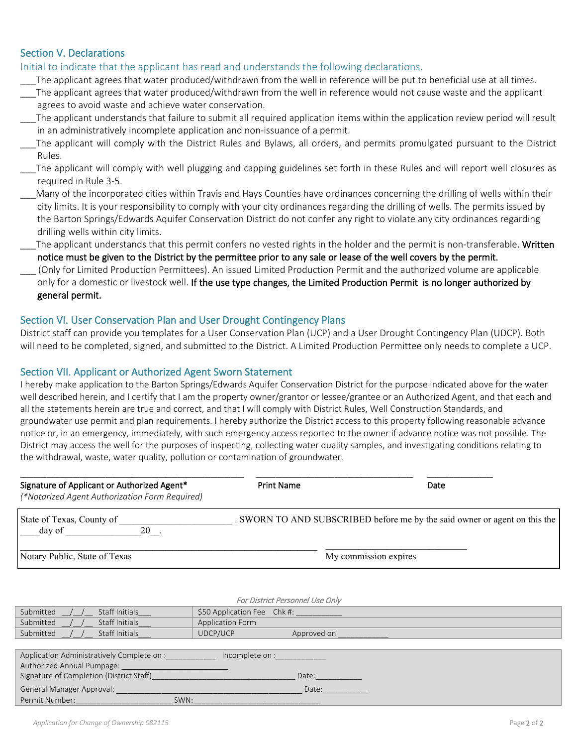## Section V. Declarations

### Initial to indicate that the applicant has read and understands the following declarations.

___The applicant agrees that water produced/withdrawn from the well in reference will be put to beneficial use at all times.

___The applicant agrees that water produced/withdrawn from the well in reference would not cause waste and the applicant agrees to avoid waste and achieve water conservation.

___The applicant understands that failure to submit all required application items within the application review period will result in an administratively incomplete application and non-issuance of a permit.

___The applicant will comply with the District Rules and Bylaws, all orders, and permits promulgated pursuant to the District Rules.

___The applicant will comply with well plugging and capping guidelines set forth in these Rules and will report well closures as required in Rule 3-5.

___Many of the incorporated cities within Travis and Hays Counties have ordinances concerning the drilling of wells within their city limits. It is your responsibility to comply with your city ordinances regarding the drilling of wells. The permits issued by the Barton Springs/Edwards Aquifer Conservation District do not confer any right to violate any city ordinances regarding drilling wells within city limits.

___The applicant understands that this permit confers no vested rights in the holder and the permit is non-transferable. **Written notice must be given to the District by the permittee prior to any sale or lease of the well covers by the permit.**

___ (Only for Limited Production Permittees). An issued Limited Production Permit and the authorized volume are applicable only for a domestic or livestock well. **If the use type changes, the Limited Production Permit is no longer authorized by general permit.**

## Section VI. User Conservation Plan and User Drought Contingency Plans

District staff can provide you templates for a User Conservation Plan (UCP) and a User Drought Contingency Plan (UDCP). Both will need to be completed, signed, and submitted to the District. A Limited Production Permittee only needs to complete a UCP.

## Section VII. Applicant or Authorized Agent Sworn Statement

I hereby make application to the Barton Springs/Edwards Aquifer Conservation District for the purpose indicated above for the water well described herein, and I certify that I am the property owner/grantor or lessee/grantee or an Authorized Agent, and that each and all the statements herein are true and correct, and that I will comply with District Rules, Well Construction Standards, and groundwater use permit and plan requirements. I hereby authorize the District access to this property following reasonable advance notice or, in an emergency, immediately, with such emergency access reported to the owner if advance notice was not possible. The District may access the well for the purposes of inspecting, collecting water quality samples, and investigating conditions relating to the withdrawal, waste, water quality, pollution or contamination of groundwater.

_______________________________ _______________________________ _______________

Signature of Applicant or Authorized Agent* | Print Name | Date

*(*Notarized Agent Authorization Form Required)*

State of Texas, County of ______________________ . SWORN TO AND SUBSCRIBED before me by the said owner or agent on this the ____day of _______________ 20__.

_______________________________ _______________________________

Notary Public, State of Texas | My commission expires

*For District Personnel Use Only*

| | |
|---|---|
| Submitted __/__/__ Staff Initials___ | $50 Application Fee Chk #: __________ |
| Submitted __/__/__ Staff Initials___ | Application Form |
| Submitted __/__/__ Staff Initials___ | UDCP/UCP Approved on ___________ |

Application Administratively Complete on :___________ Incomplete on :___________

Authorized Annual Pumpage: ______________________

Signature of Completion (District Staff)______________________________ Date:__________

General Manager Approval: ________________________________________ Date:__________

Permit Number:_____________________ SWN:___________________________